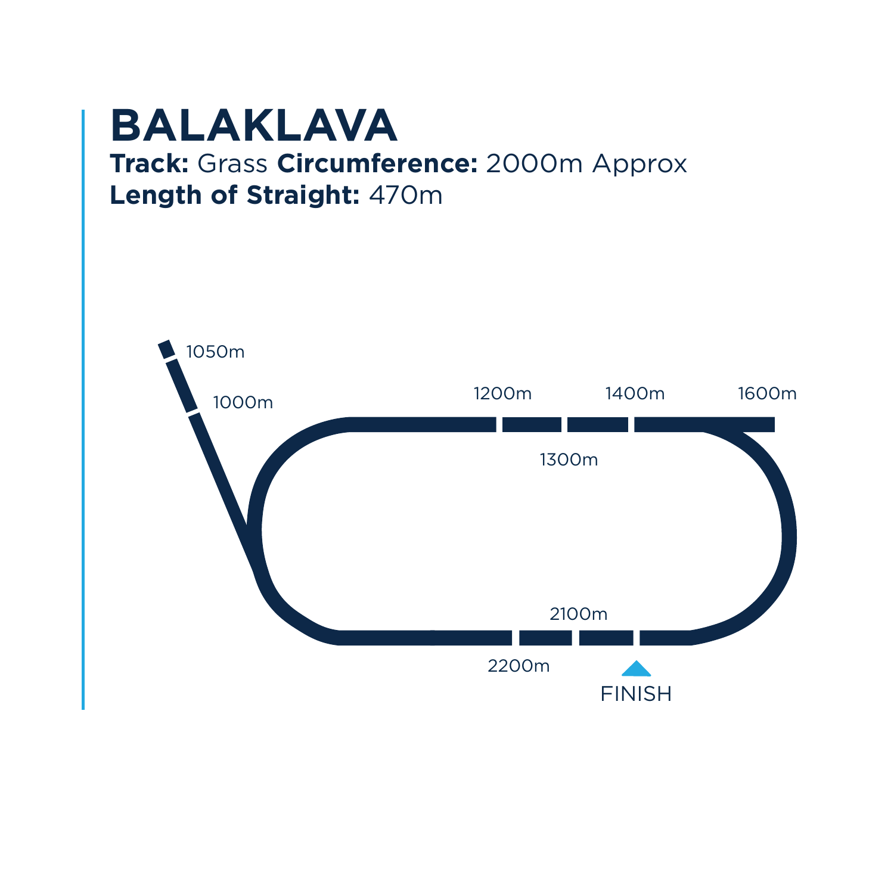# BALAKLAVA

**Track:** Grass **Circumference:** 2000m Approx
**Length of Straight:** 470m

1050m

1000m

1200m

1400m

1600m

1300m

2100m

2200m

FINISH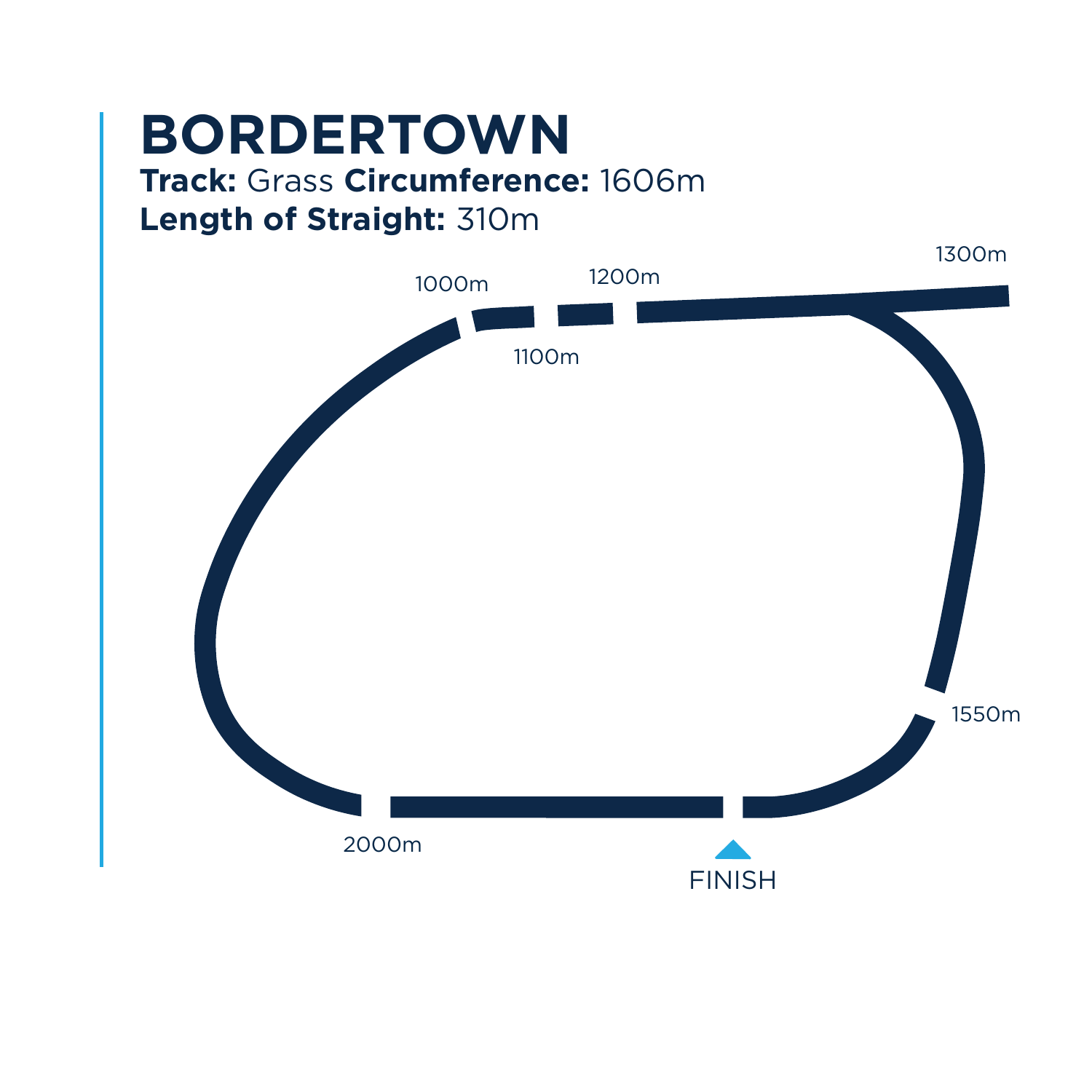# BORDERTOWN

**Track:** Grass **Circumference:** 1606m
**Length of Straight:** 310m

1300m

1000m

1200m

1100m

1550m

2000m

FINISH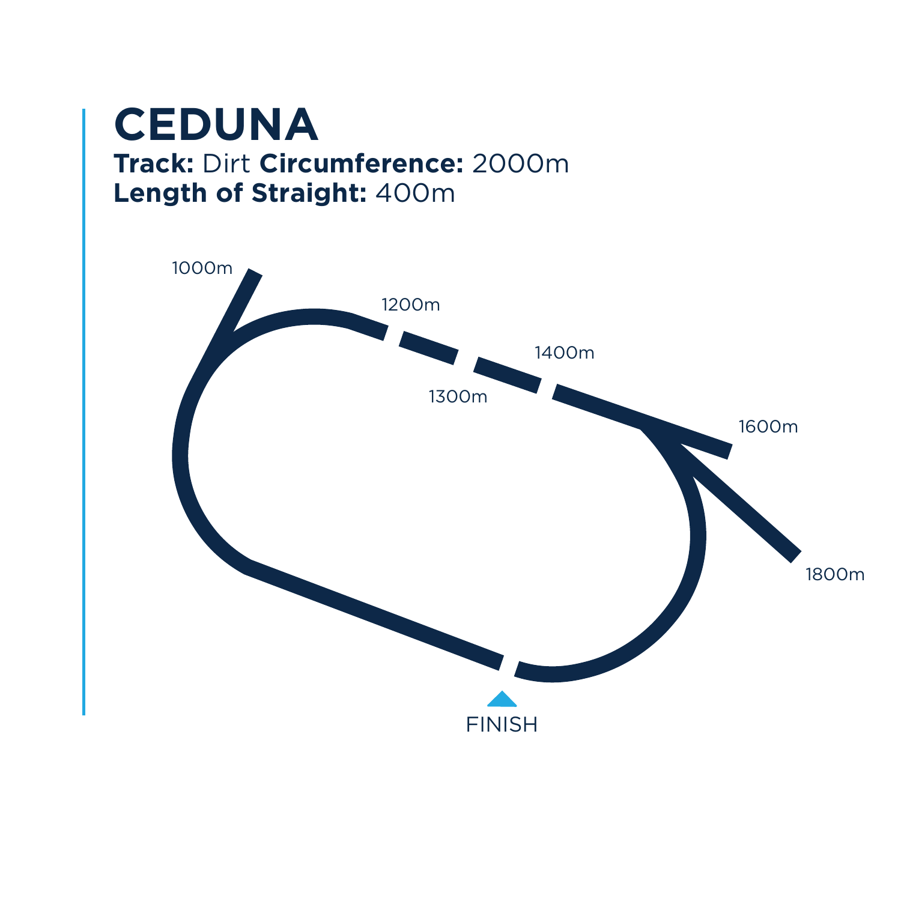# CEDUNA

**Track:** Dirt **Circumference:** 2000m
**Length of Straight:** 400m

1000m

1200m

1400m

1300m

1600m

1800m

FINISH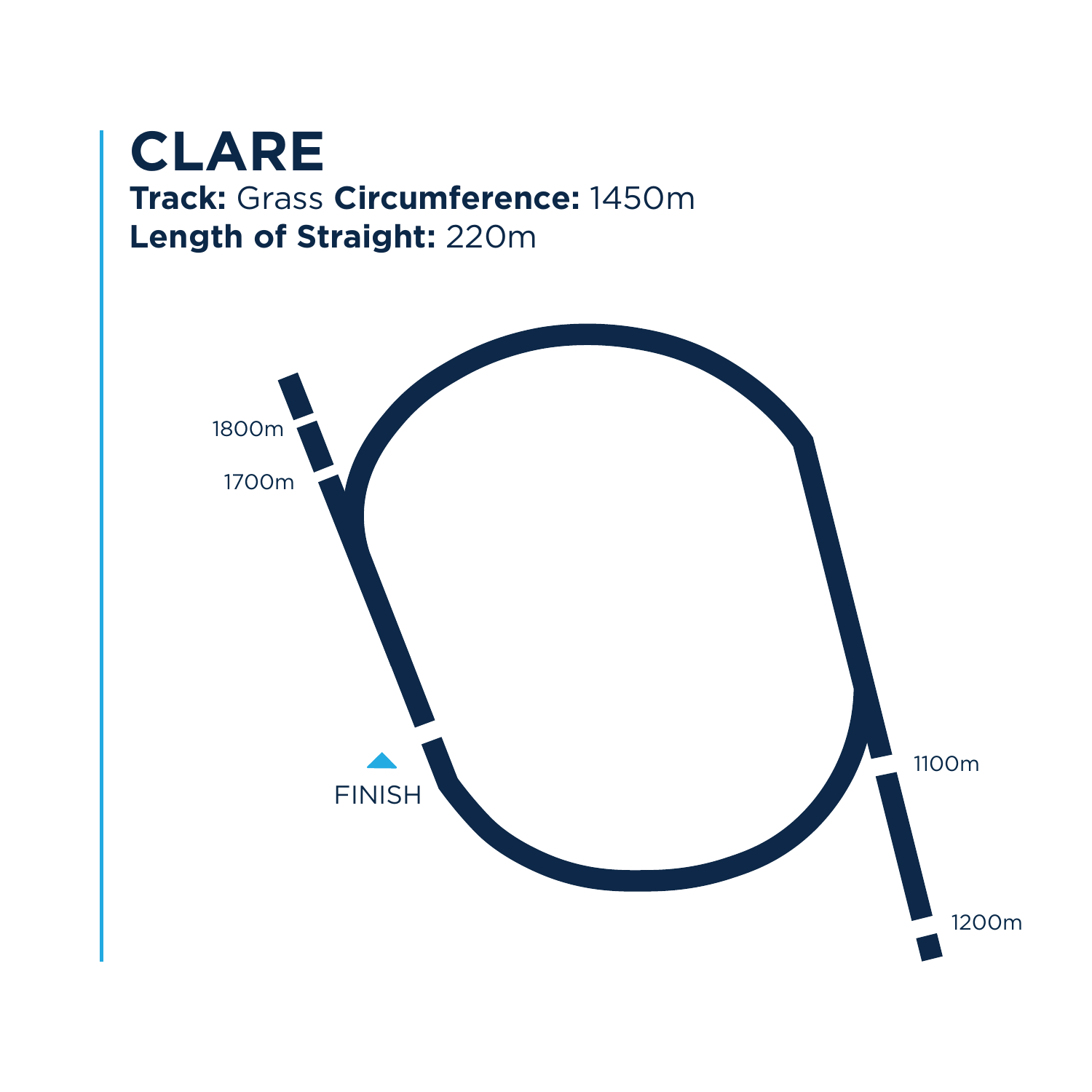# CLARE

**Track:** Grass **Circumference:** 1450m
**Length of Straight:** 220m

1800m

1700m

FINISH

1100m

1200m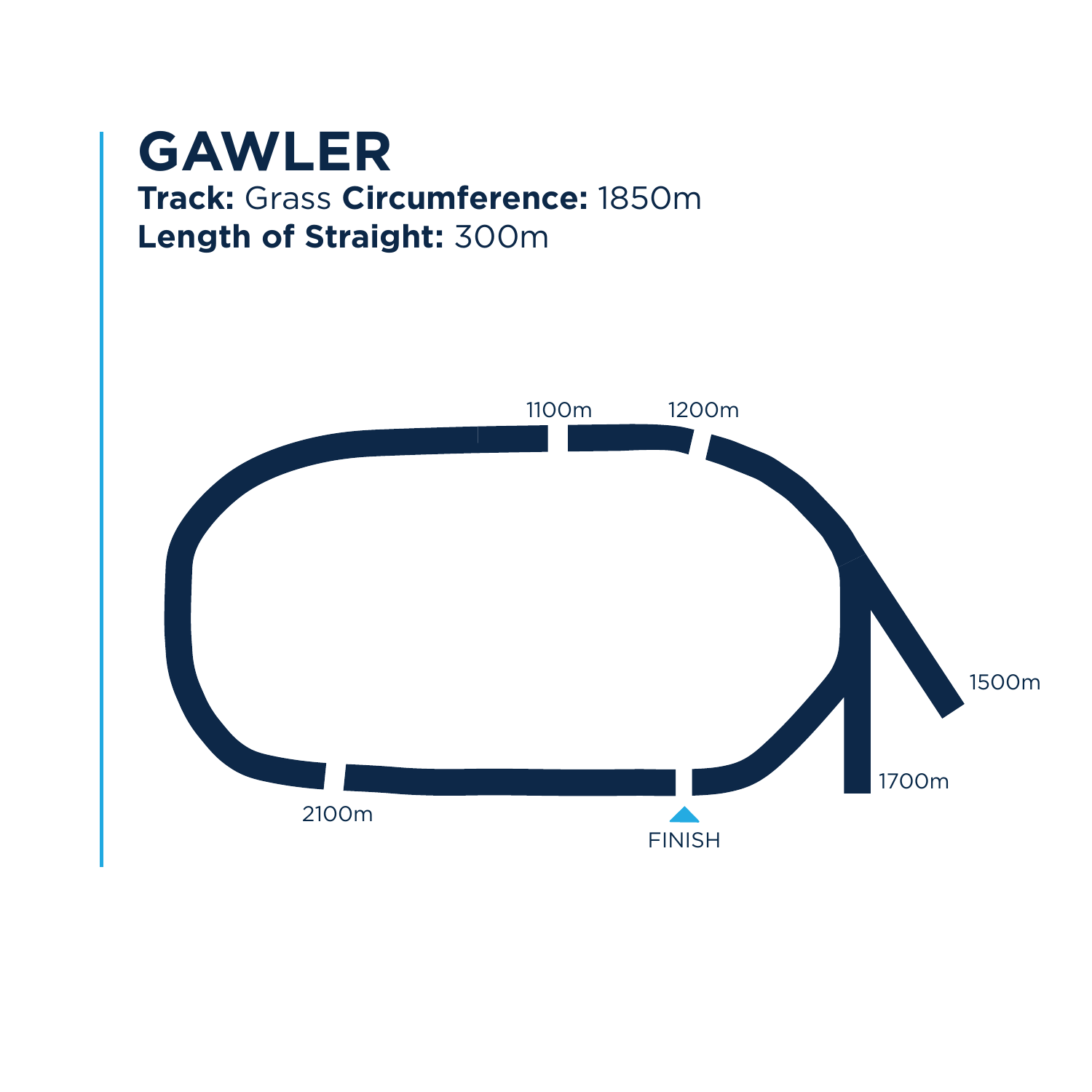# GAWLER

**Track:** Grass **Circumference:** 1850m
**Length of Straight:** 300m

1100m

1200m

1500m

1700m

2100m

FINISH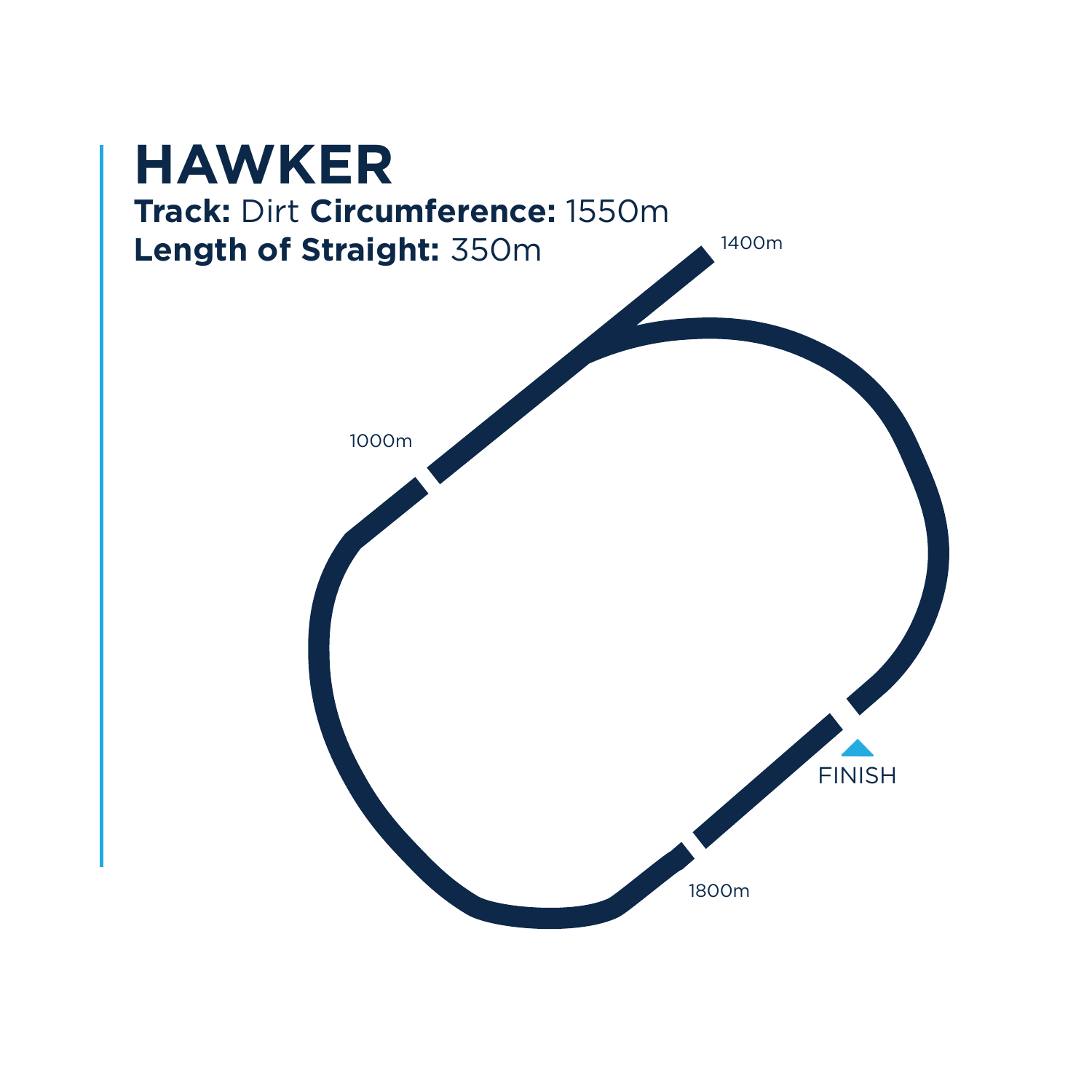# HAWKER

**Track:** Dirt **Circumference:** 1550m
**Length of Straight:** 350m

1400m

1000m

FINISH

1800m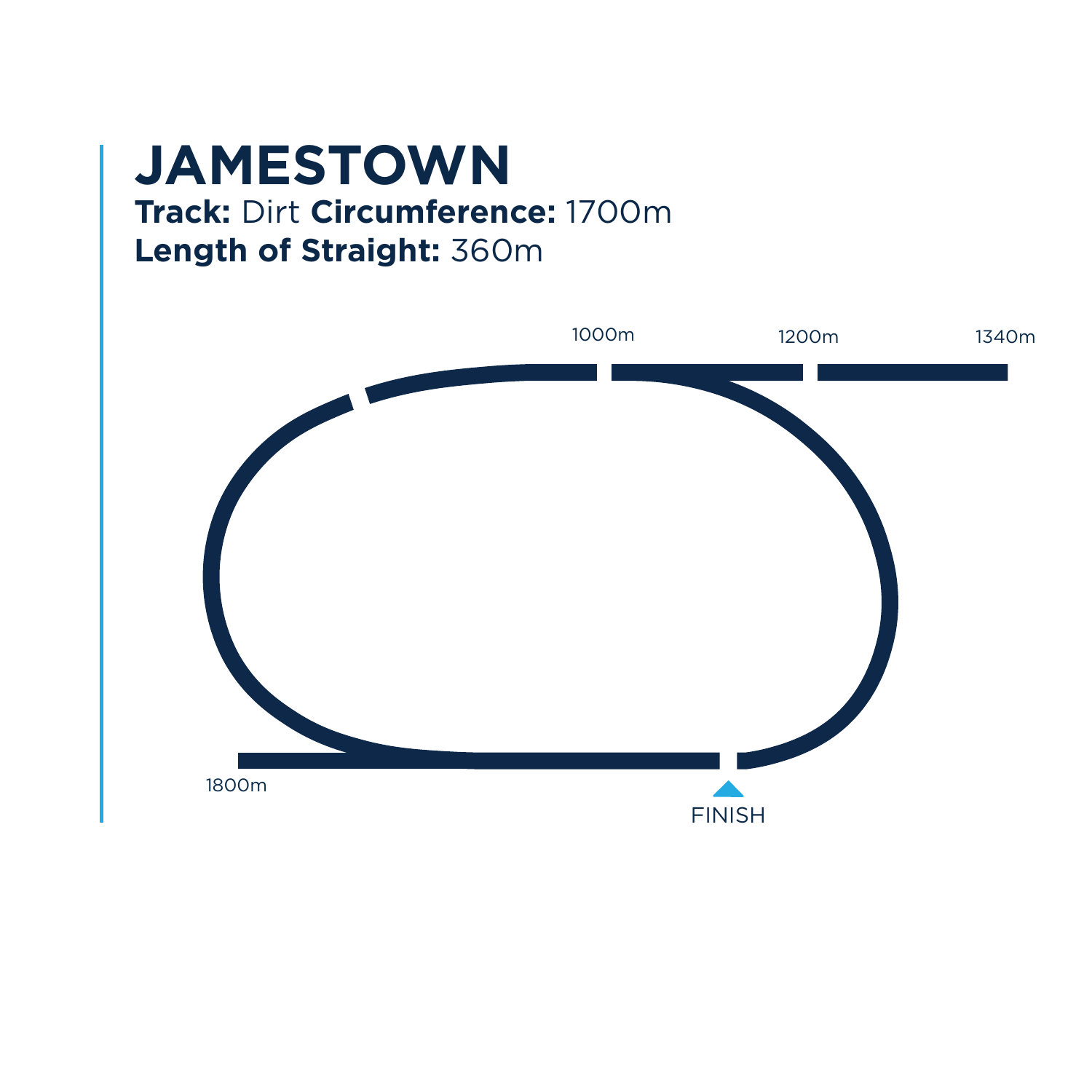# JAMESTOWN

**Track:** Dirt **Circumference:** 1700m
**Length of Straight:** 360m

1000m

1200m

1340m

1800m

FINISH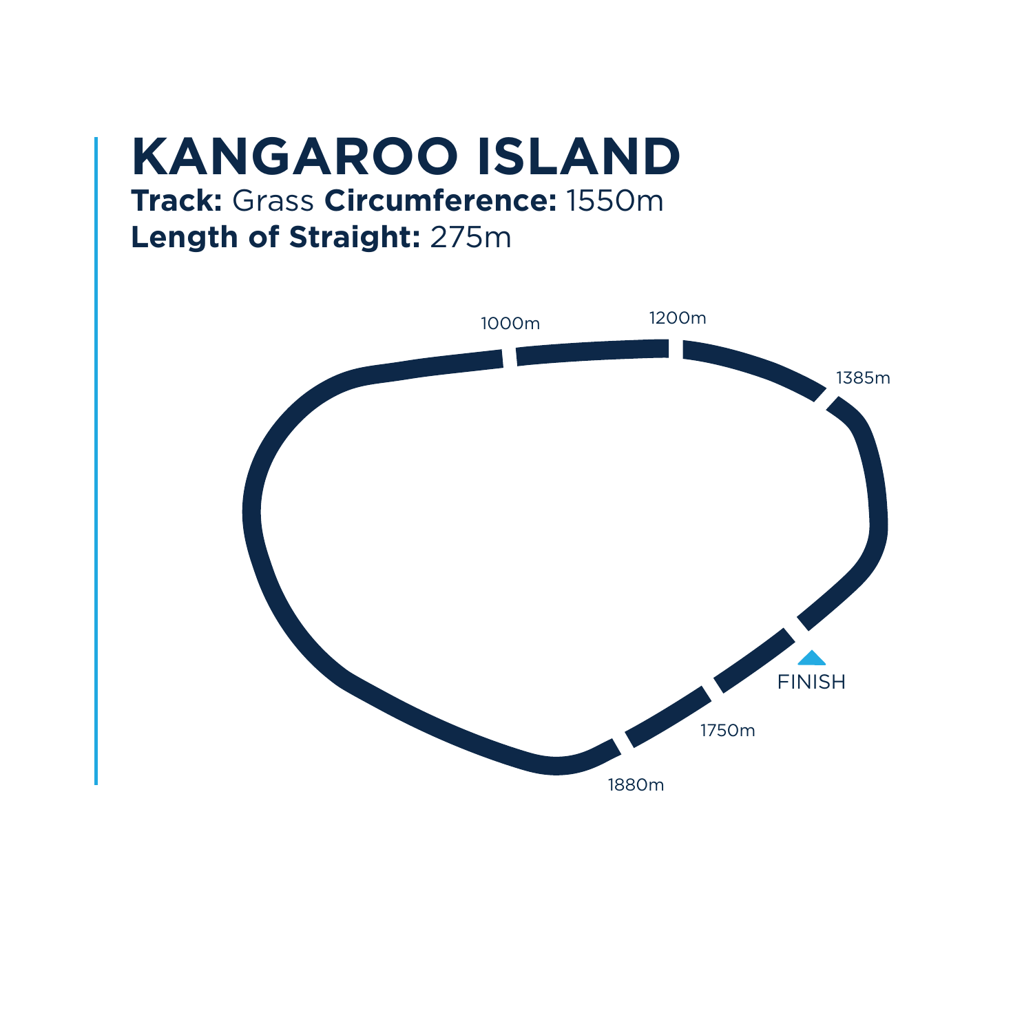# KANGAROO ISLAND

**Track:** Grass **Circumference:** 1550m

**Length of Straight:** 275m

1000m

1200m

1385m

FINISH

1750m

1880m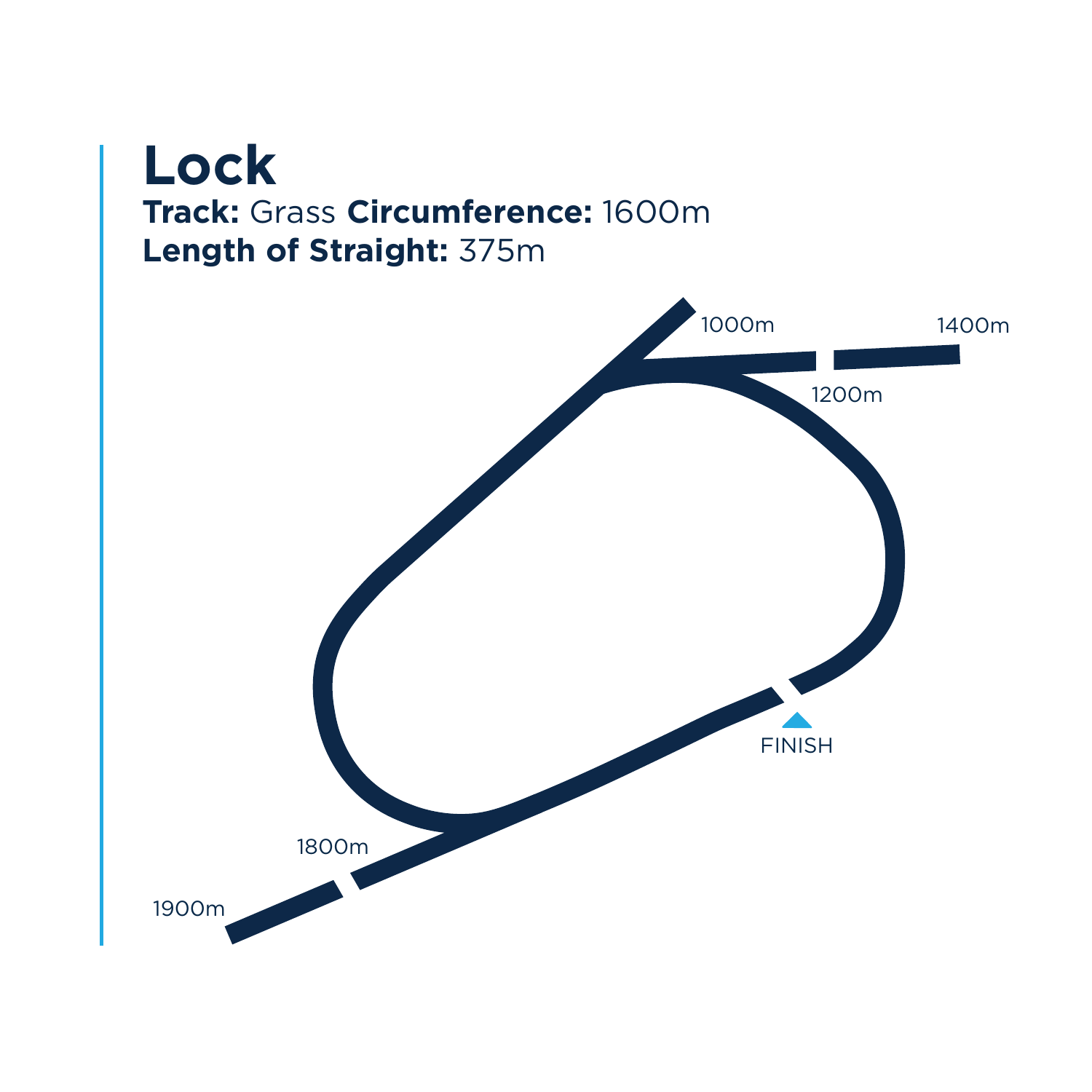# Lock

**Track:** Grass **Circumference:** 1600m
**Length of Straight:** 375m

1000m

1400m

1200m

FINISH

1800m

1900m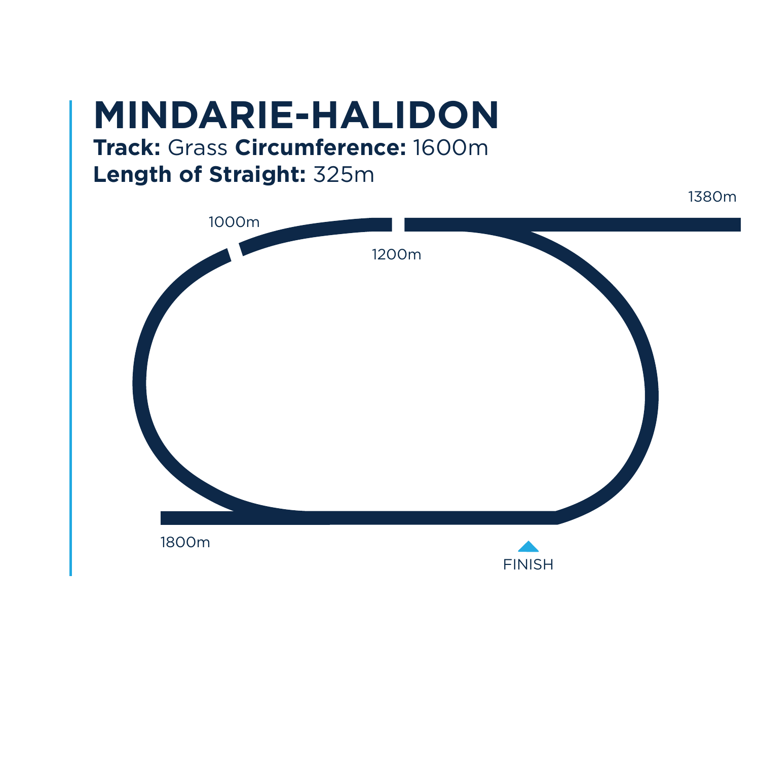# MINDARIE-HALIDON

**Track:** Grass **Circumference:** 1600m

**Length of Straight:** 325m

1380m

1000m

1200m

1800m

FINISH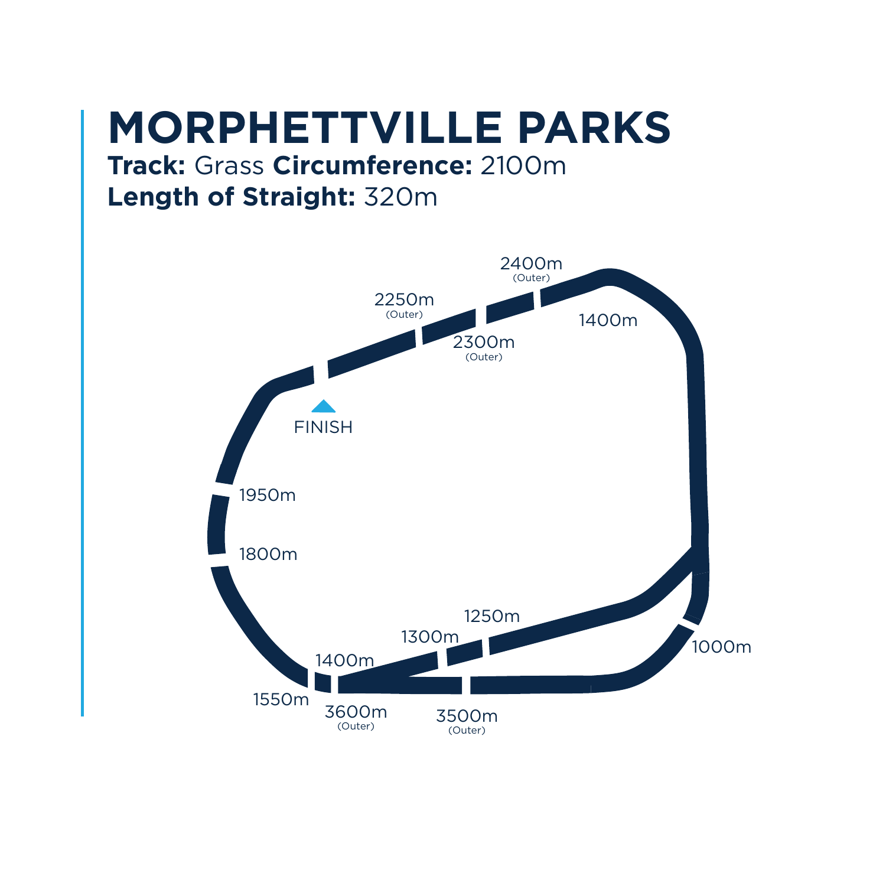# MORPHETTVILLE PARKS

**Track:** Grass **Circumference:** 2100m

**Length of Straight:** 320m

2400m (Outer)

2250m (Outer)

2300m (Outer)

1400m

FINISH

1950m

1800m

1250m

1300m

1400m

1550m

3600m (Outer)

3500m (Outer)

1000m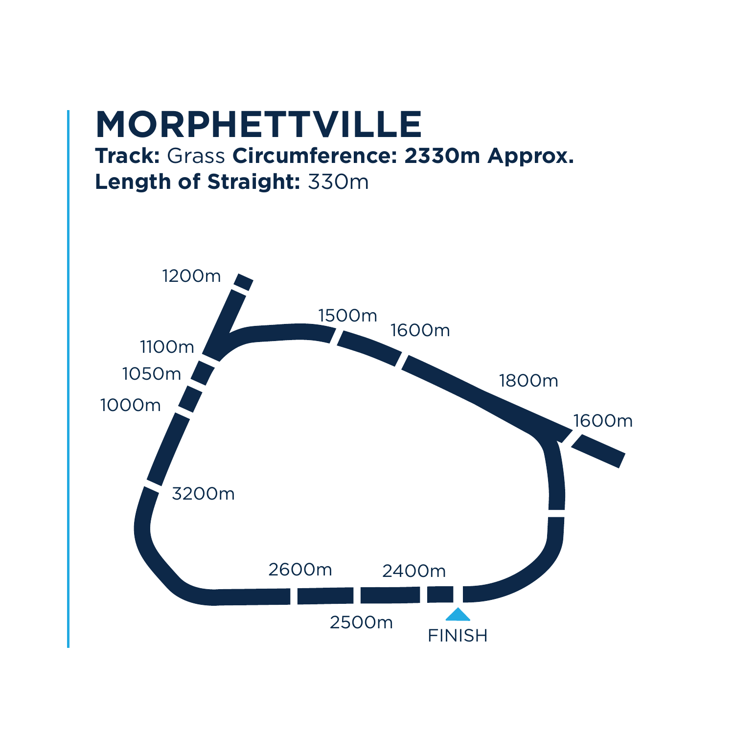# MORPHETTVILLE

**Track:** Grass **Circumference: 2330m Approx.**
**Length of Straight:** 330m

1200m

1500m

1600m

1100m

1050m

1800m

1000m

1600m

3200m

2600m

2400m

2500m

FINISH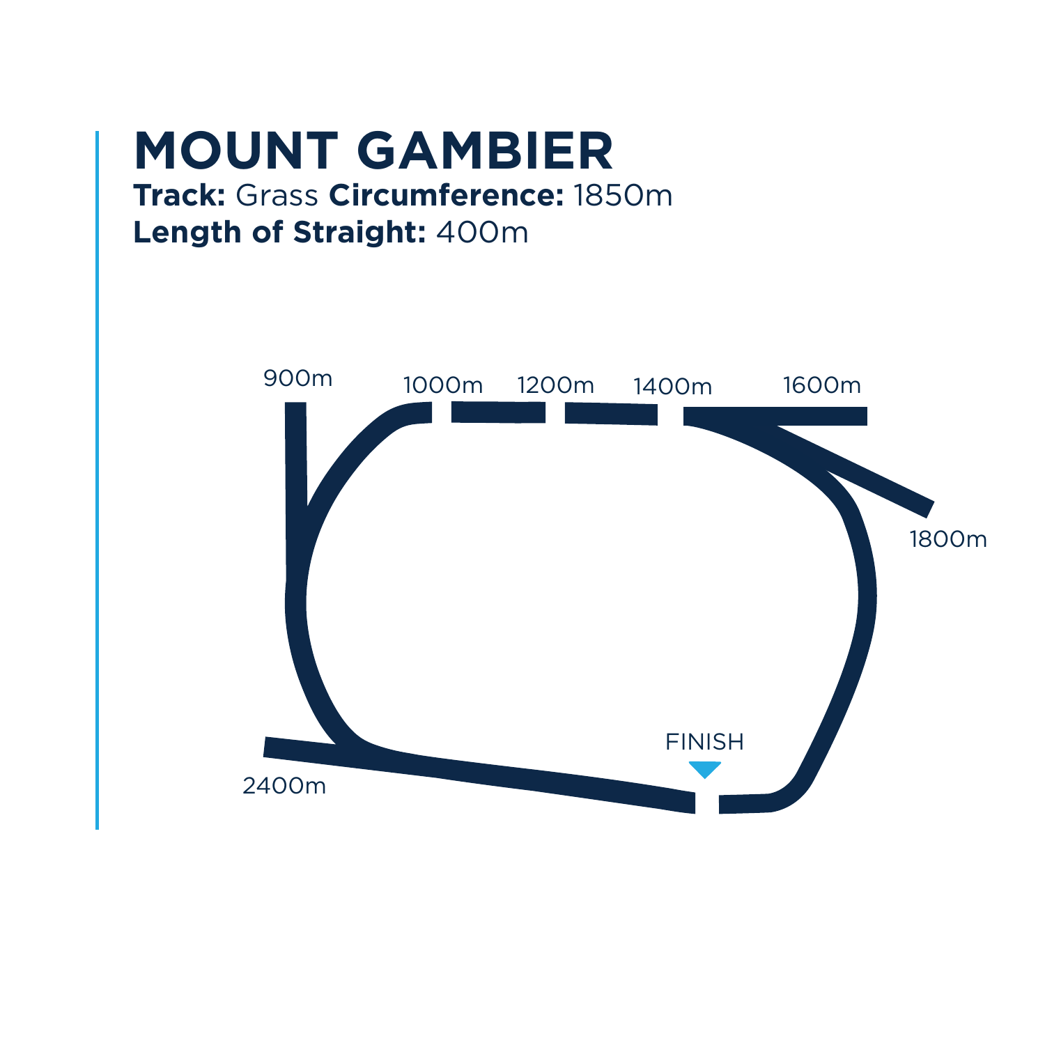# MOUNT GAMBIER

**Track:** Grass **Circumference:** 1850m
**Length of Straight:** 400m

900m
1000m
1200m
1400m
1600m
1800m
2400m
FINISH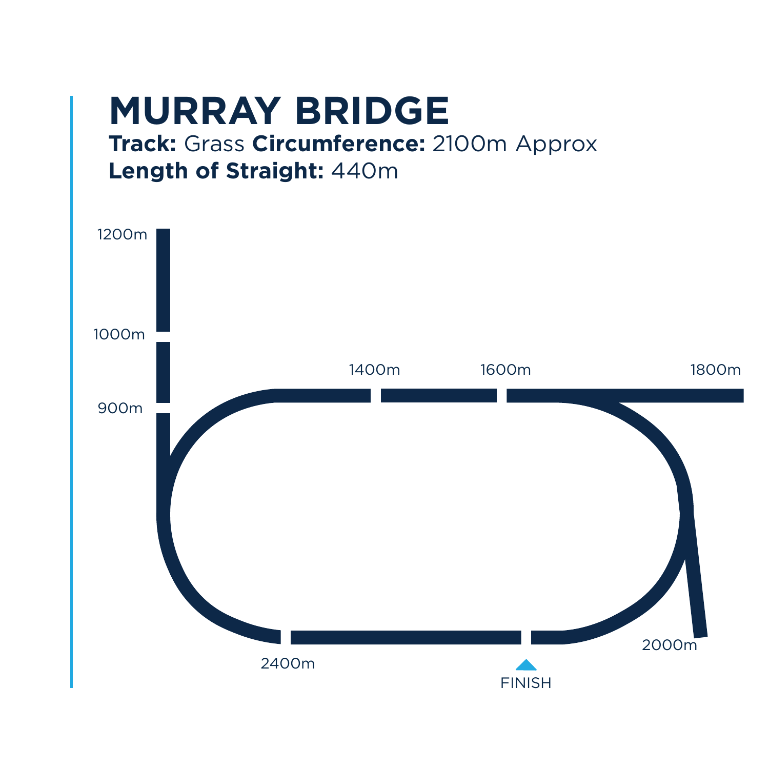# MURRAY BRIDGE

**Track:** Grass **Circumference:** 2100m Approx

**Length of Straight:** 440m

1200m

1000m

900m

1400m

1600m

1800m

2000m

2400m

FINISH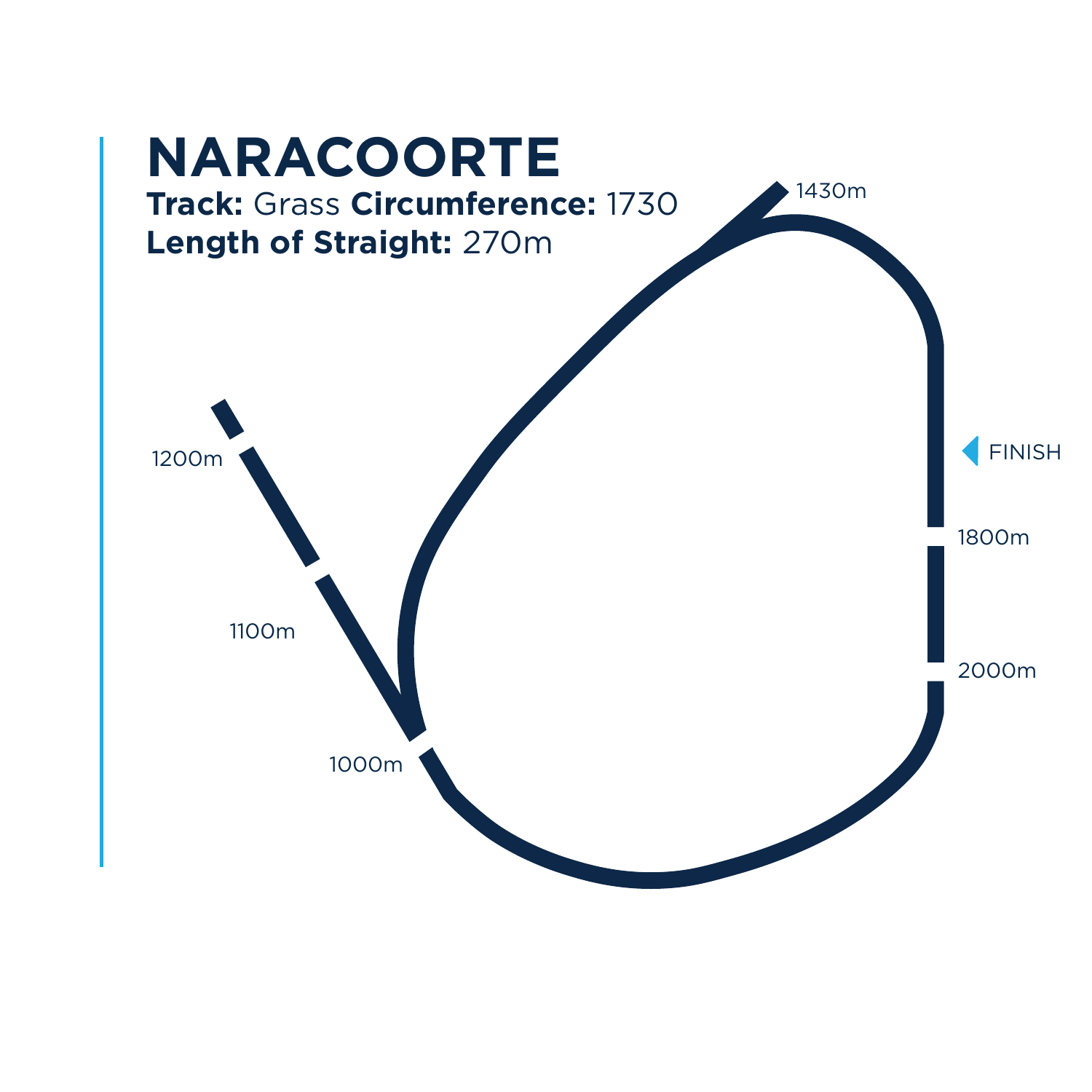# NARACOORTE

**Track:** Grass **Circumference:** 1730
**Length of Straight:** 270m

1430m

1200m

1100m

1000m

FINISH

1800m

2000m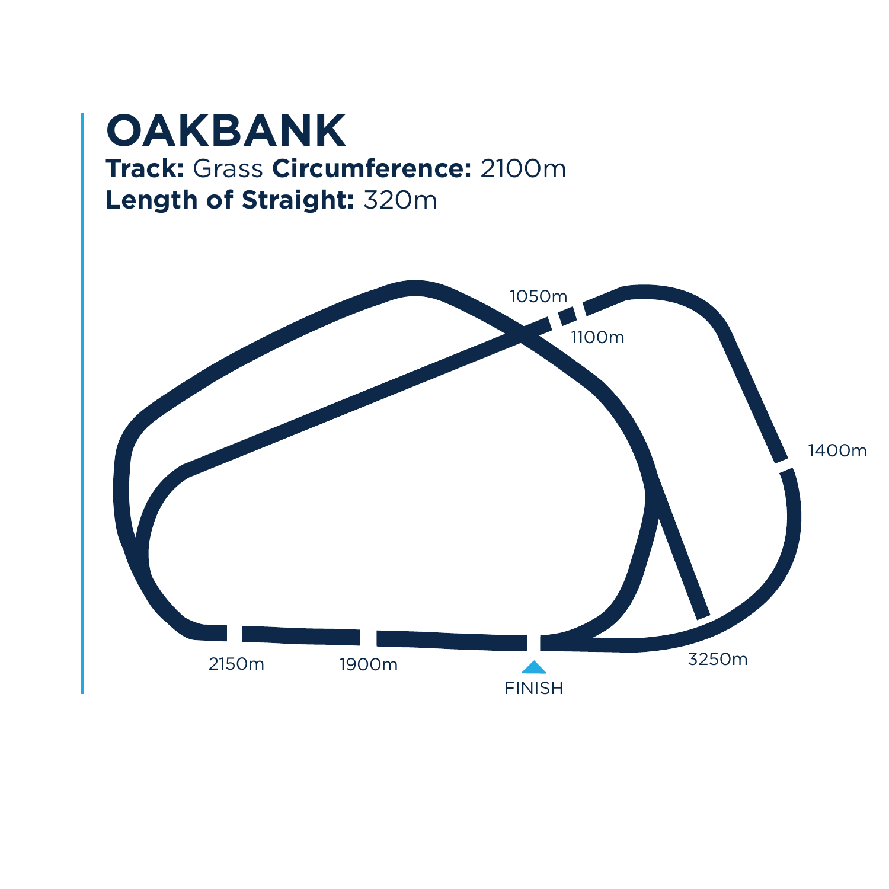# OAKBANK

**Track:** Grass **Circumference:** 2100m
**Length of Straight:** 320m

1050m

1100m

1400m

2150m

1900m

FINISH

3250m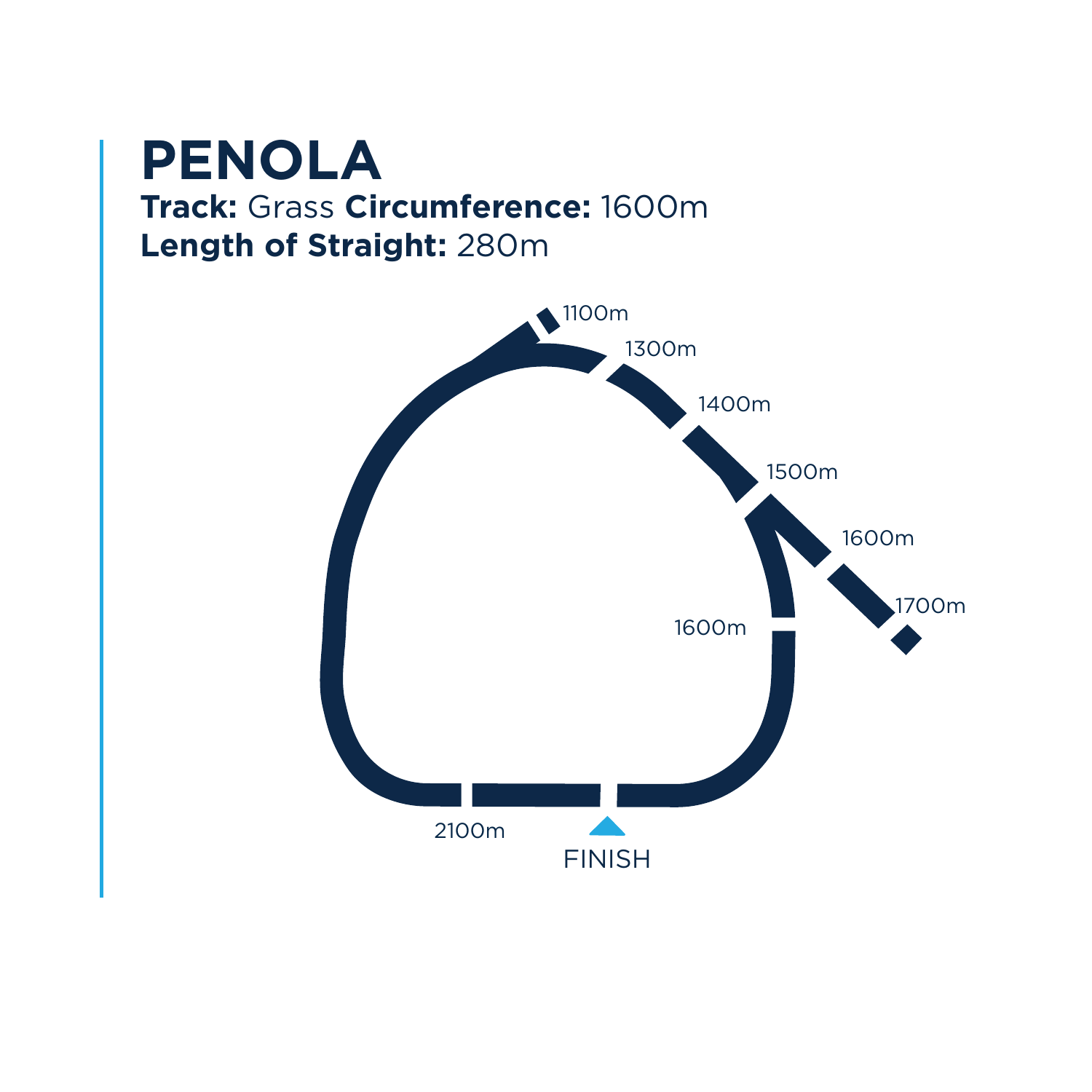# PENOLA

**Track:** Grass **Circumference:** 1600m
**Length of Straight:** 280m

1100m

1300m

1400m

1500m

1600m

1700m

1600m

2100m

FINISH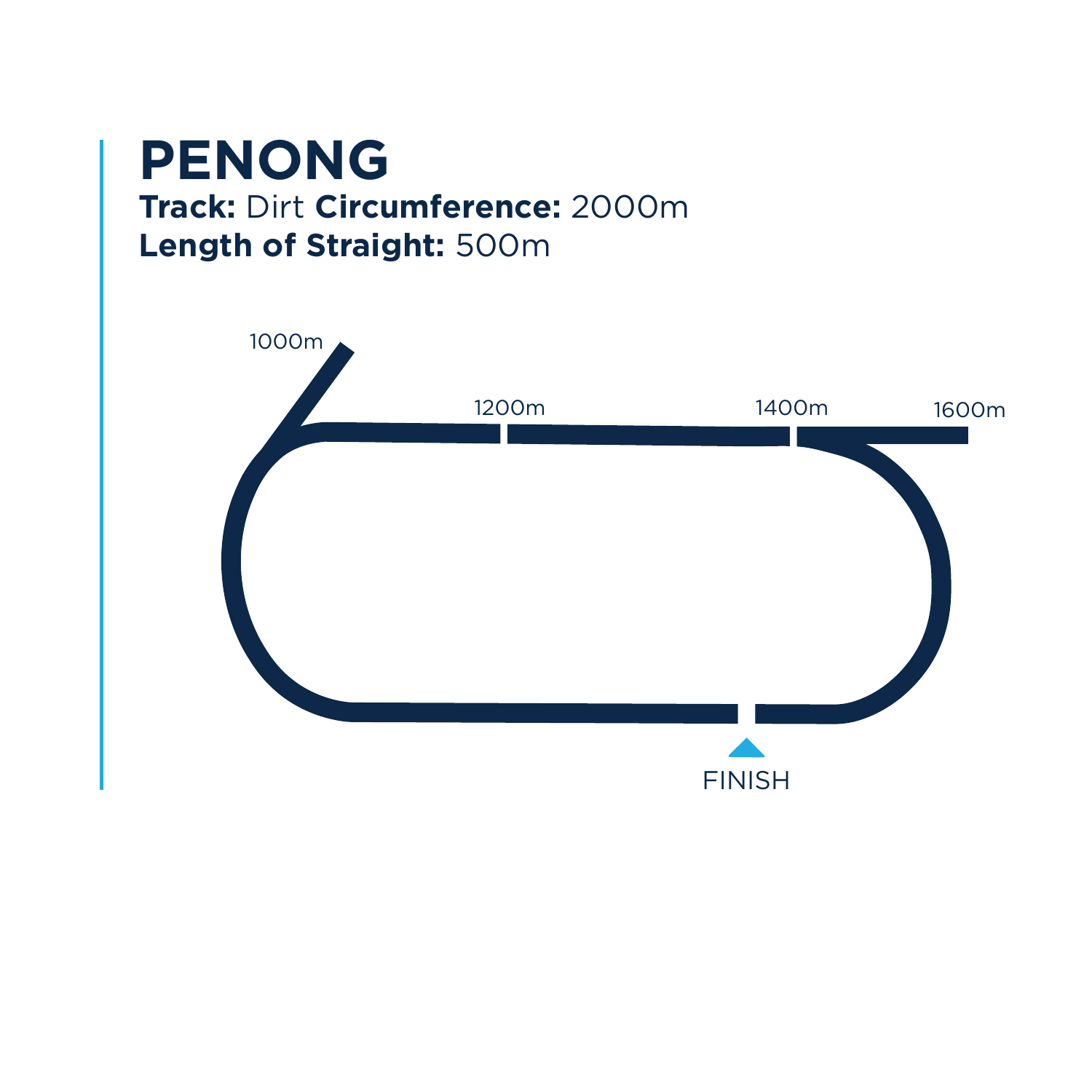# PENONG

**Track:** Dirt **Circumference:** 2000m

**Length of Straight:** 500m

1000m

1200m

1400m

1600m

FINISH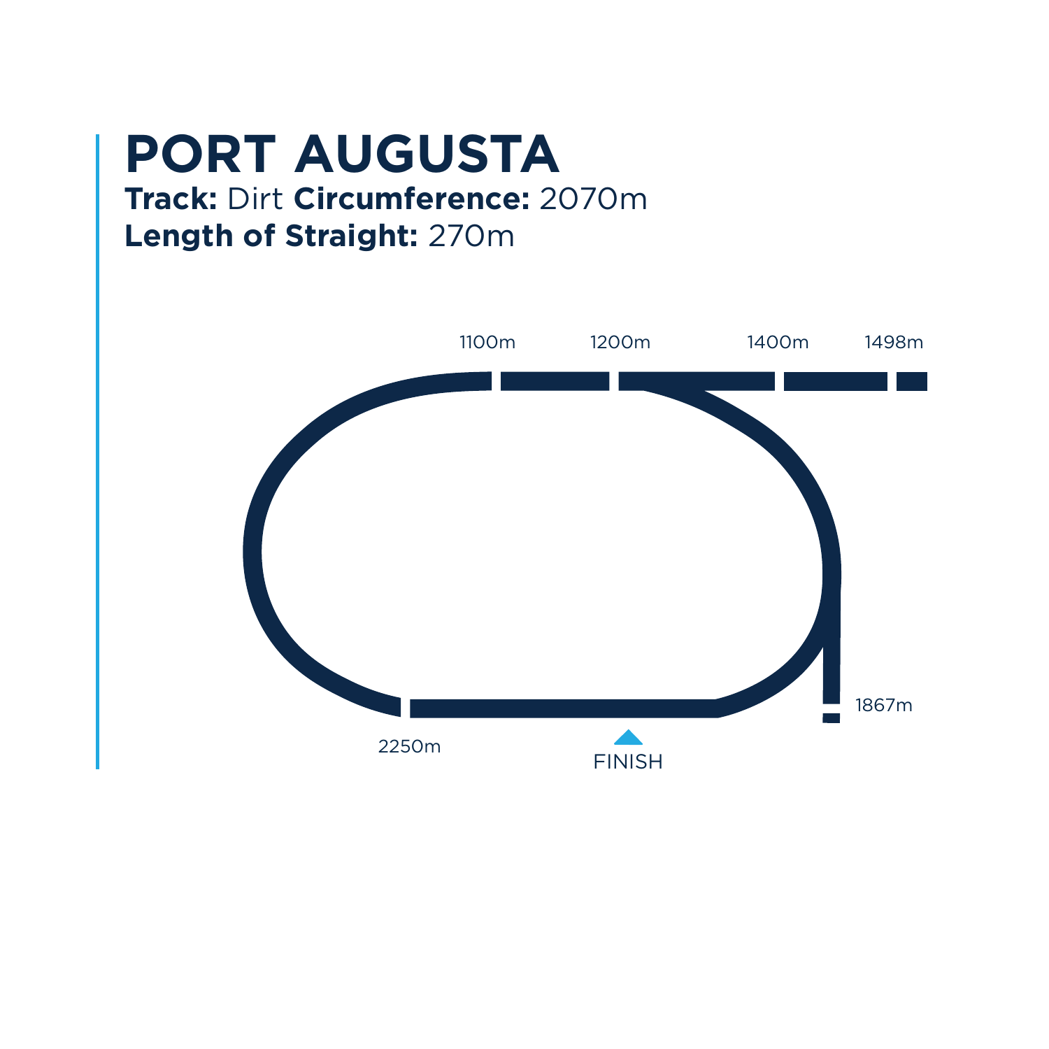# PORT AUGUSTA

**Track:** Dirt **Circumference:** 2070m

**Length of Straight:** 270m

1100m 1200m 1400m 1498m

1867m

2250m

FINISH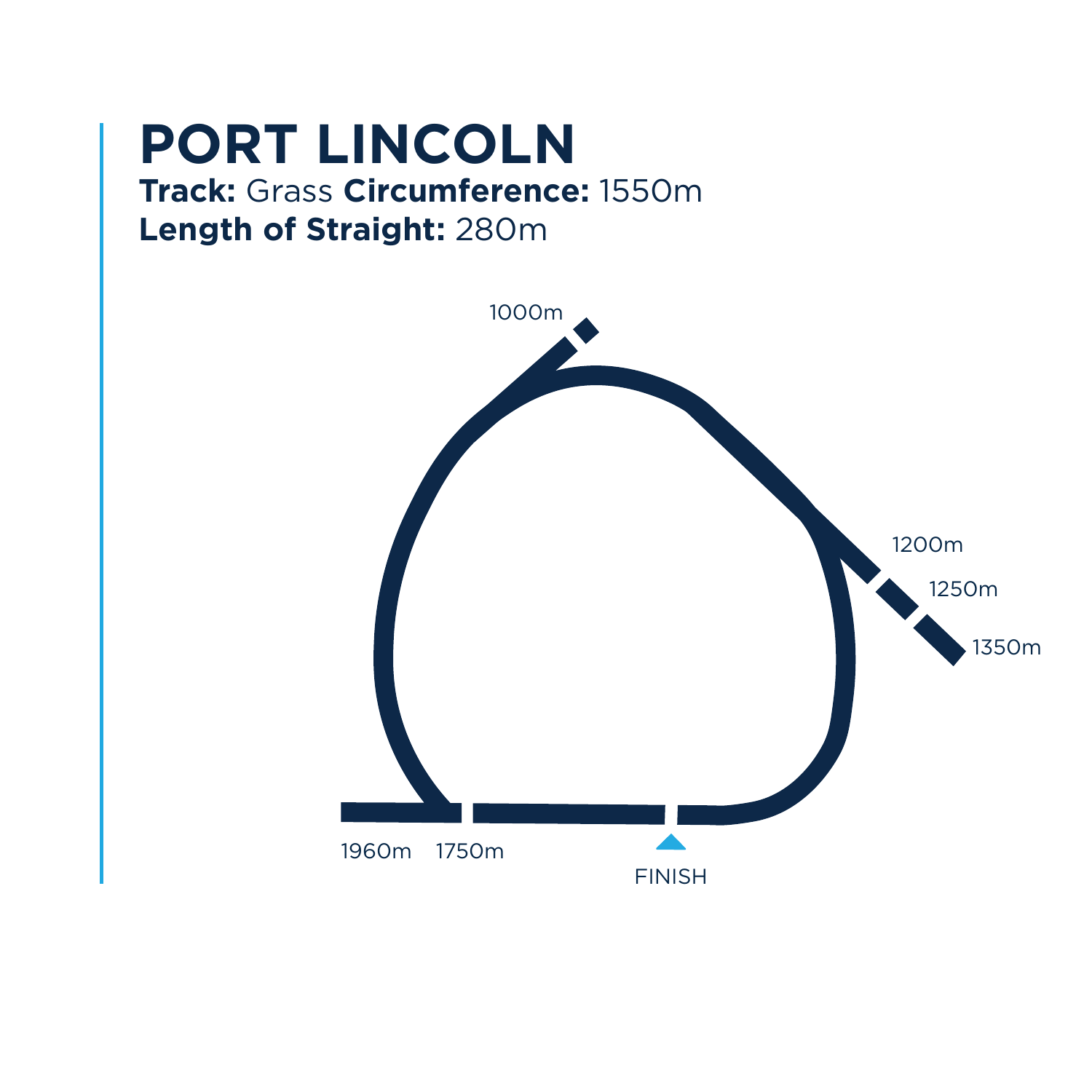# PORT LINCOLN

**Track:** Grass **Circumference:** 1550m

**Length of Straight:** 280m

1000m

1200m

1250m

1350m

1960m 1750m

FINISH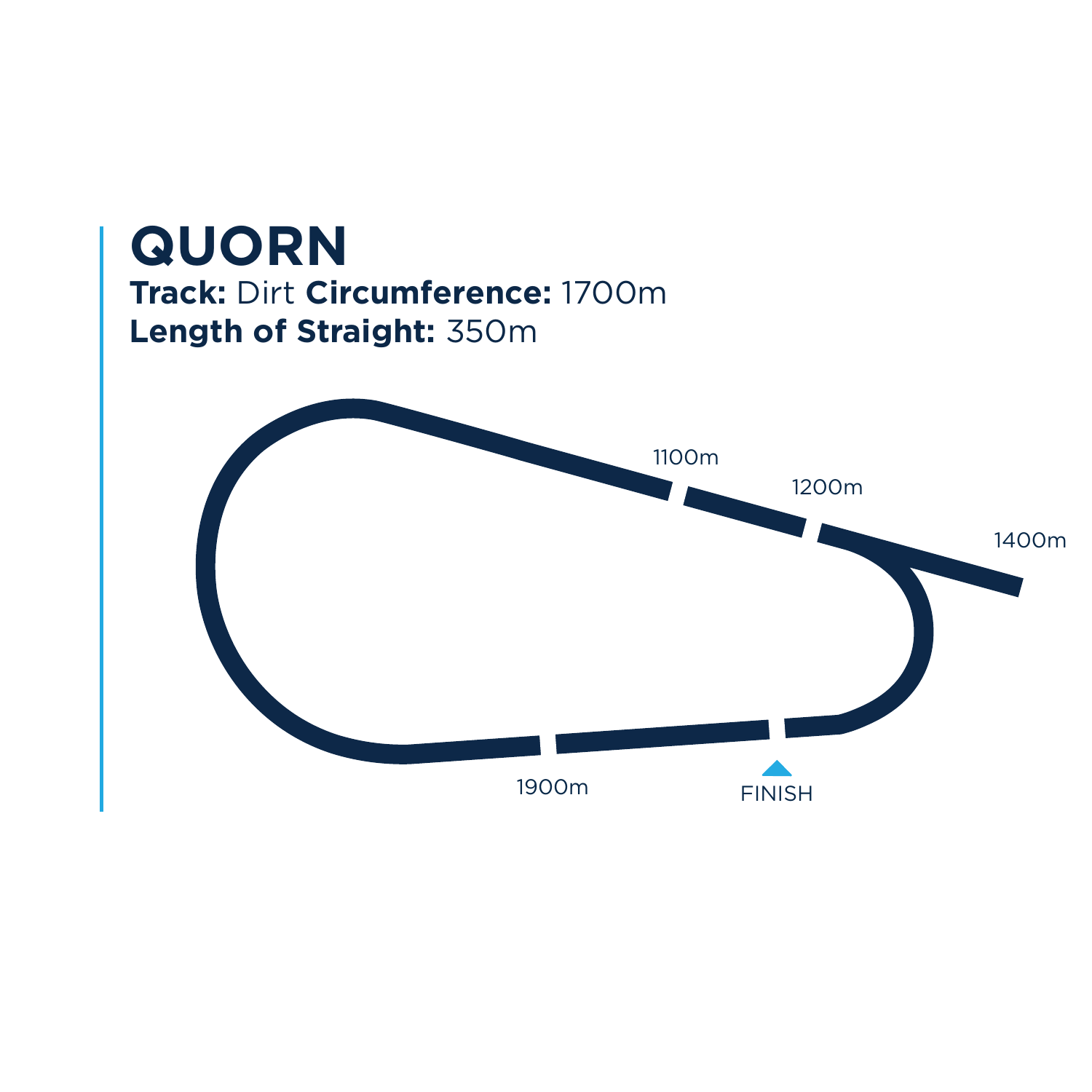# QUORN

**Track:** Dirt **Circumference:** 1700m
**Length of Straight:** 350m

1100m

1200m

1400m

1900m

FINISH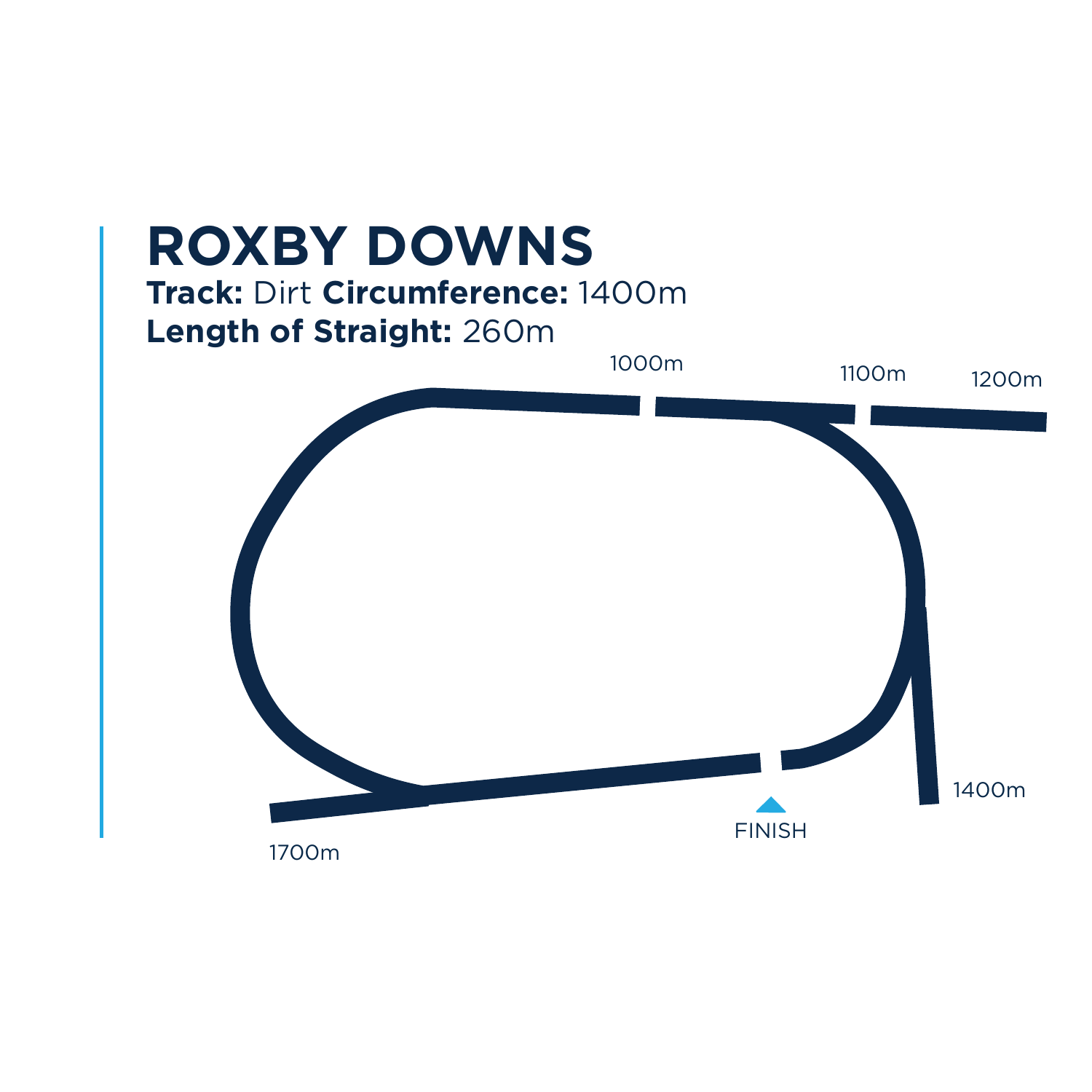# ROXBY DOWNS

**Track:** Dirt **Circumference:** 1400m

**Length of Straight:** 260m

1000m

1100m

1200m

1400m

FINISH

1700m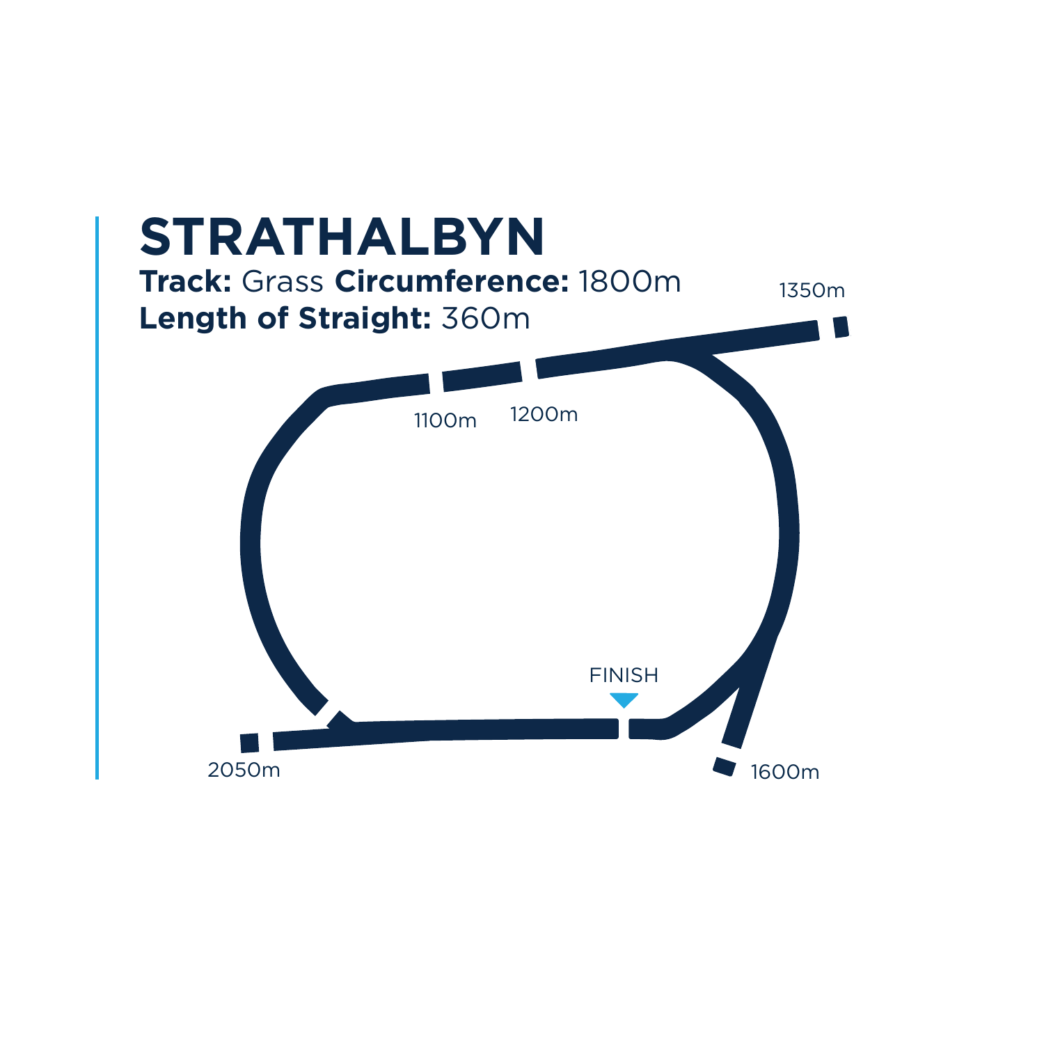# STRATHALBYN

**Track:** Grass **Circumference:** 1800m
**Length of Straight:** 360m

1350m

1100m

1200m

FINISH

2050m

1600m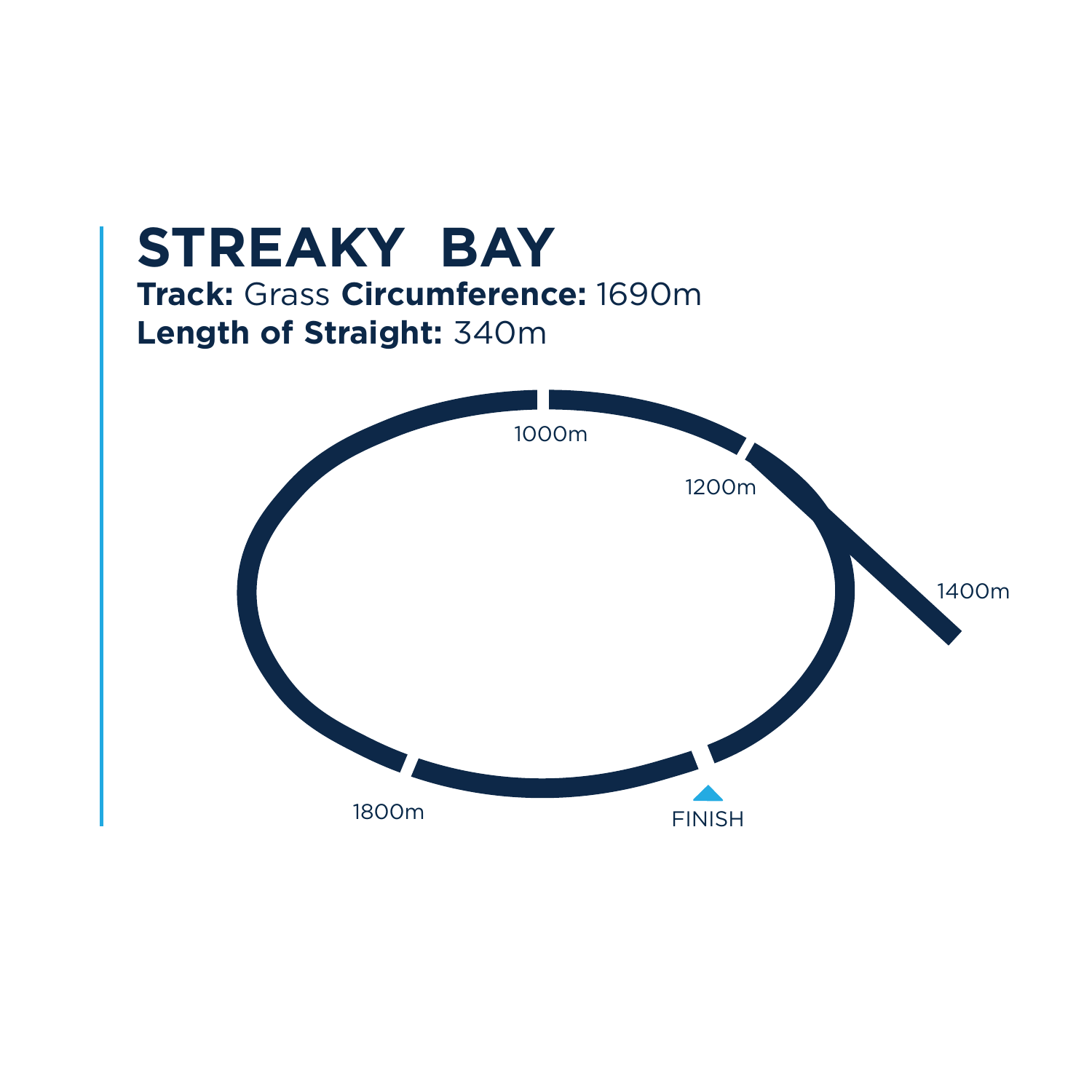# STREAKY BAY

**Track:** Grass **Circumference:** 1690m
**Length of Straight:** 340m

1000m

1200m

1400m

1800m

FINISH